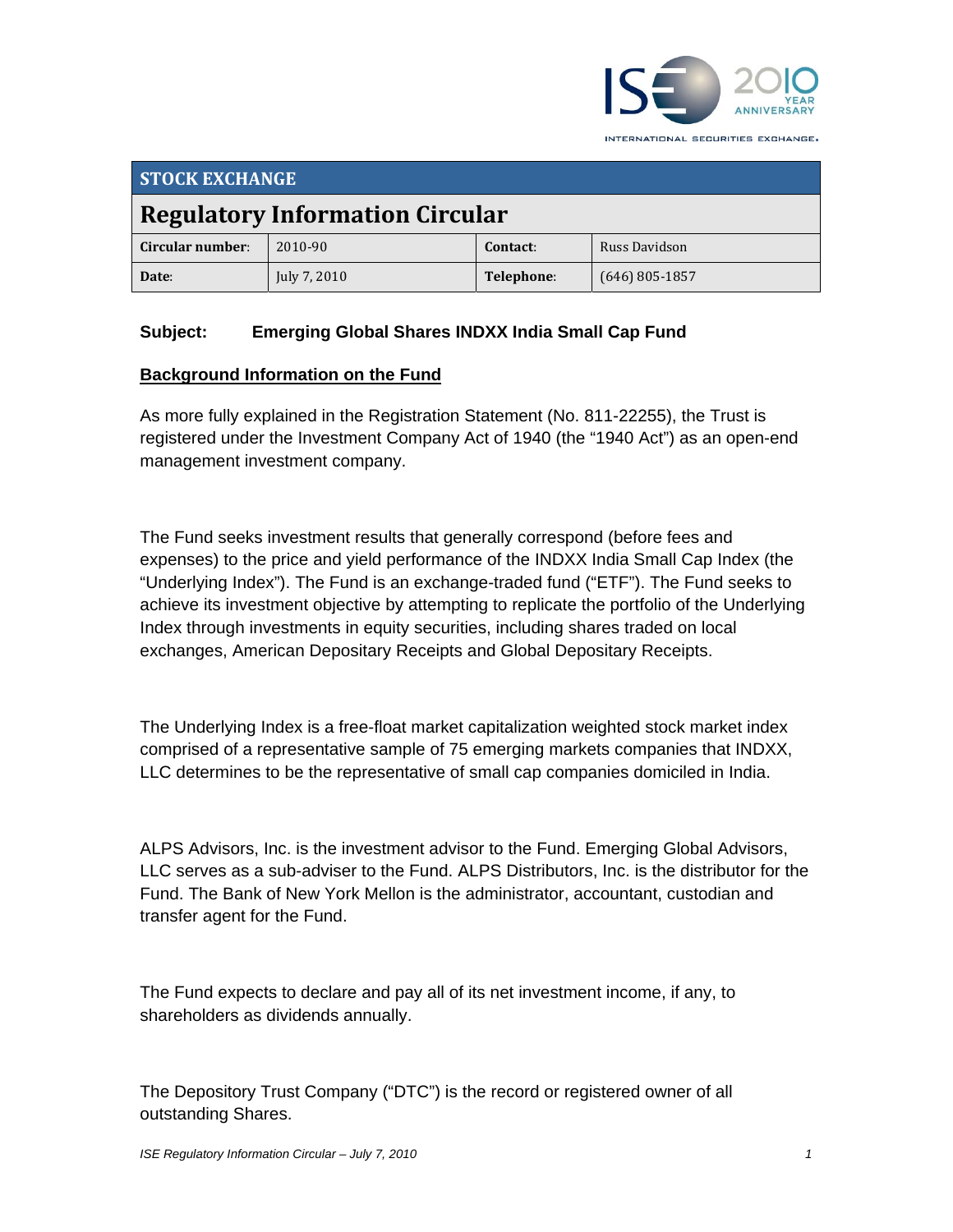**STOCK EXCHANGE**

# Regulatory Information Circular

| Circular number: | 2010-90 | Contact: | Russ Davidson |
|---|---|---|---|
| Date: | July 7, 2010 | Telephone: | (646) 805-1857 |

**Subject: Emerging Global Shares INDXX India Small Cap Fund**

## Background Information on the Fund

As more fully explained in the Registration Statement (No. 811-22255), the Trust is registered under the Investment Company Act of 1940 (the "1940 Act") as an open-end management investment company.

The Fund seeks investment results that generally correspond (before fees and expenses) to the price and yield performance of the INDXX India Small Cap Index (the "Underlying Index"). The Fund is an exchange-traded fund ("ETF"). The Fund seeks to achieve its investment objective by attempting to replicate the portfolio of the Underlying Index through investments in equity securities, including shares traded on local exchanges, American Depositary Receipts and Global Depositary Receipts.

The Underlying Index is a free-float market capitalization weighted stock market index comprised of a representative sample of 75 emerging markets companies that INDXX, LLC determines to be the representative of small cap companies domiciled in India.

ALPS Advisors, Inc. is the investment advisor to the Fund. Emerging Global Advisors, LLC serves as a sub-adviser to the Fund. ALPS Distributors, Inc. is the distributor for the Fund. The Bank of New York Mellon is the administrator, accountant, custodian and transfer agent for the Fund.

The Fund expects to declare and pay all of its net investment income, if any, to shareholders as dividends annually.

The Depository Trust Company ("DTC") is the record or registered owner of all outstanding Shares.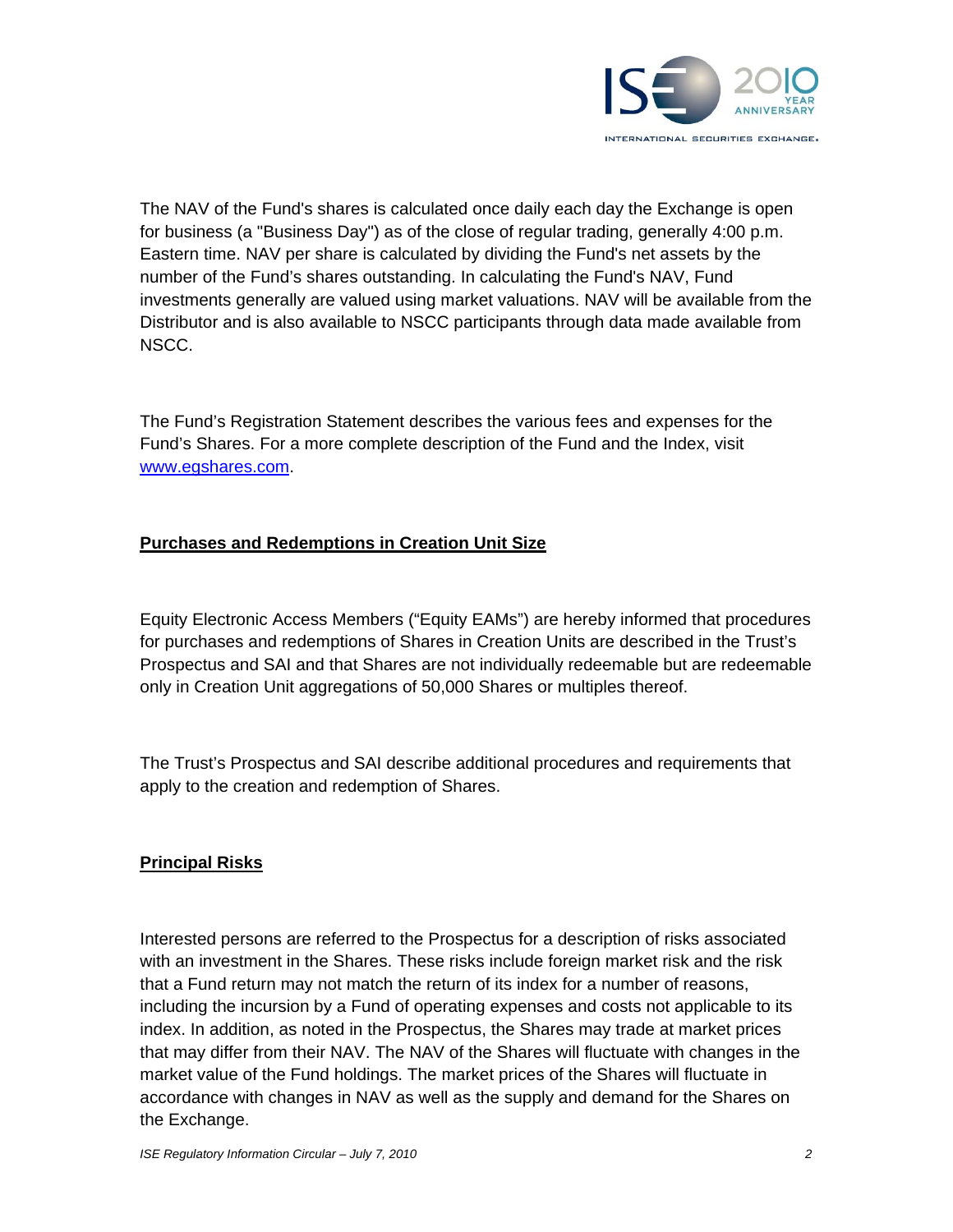The NAV of the Fund's shares is calculated once daily each day the Exchange is open for business (a "Business Day") as of the close of regular trading, generally 4:00 p.m. Eastern time. NAV per share is calculated by dividing the Fund's net assets by the number of the Fund's shares outstanding. In calculating the Fund's NAV, Fund investments generally are valued using market valuations. NAV will be available from the Distributor and is also available to NSCC participants through data made available from NSCC.

The Fund's Registration Statement describes the various fees and expenses for the Fund's Shares. For a more complete description of the Fund and the Index, visit [www.egshares.com](http://www.egshares.com).

**Purchases and Redemptions in Creation Unit Size**

Equity Electronic Access Members ("Equity EAMs") are hereby informed that procedures for purchases and redemptions of Shares in Creation Units are described in the Trust's Prospectus and SAI and that Shares are not individually redeemable but are redeemable only in Creation Unit aggregations of 50,000 Shares or multiples thereof.

The Trust's Prospectus and SAI describe additional procedures and requirements that apply to the creation and redemption of Shares.

**Principal Risks**

Interested persons are referred to the Prospectus for a description of risks associated with an investment in the Shares. These risks include foreign market risk and the risk that a Fund return may not match the return of its index for a number of reasons, including the incursion by a Fund of operating expenses and costs not applicable to its index. In addition, as noted in the Prospectus, the Shares may trade at market prices that may differ from their NAV. The NAV of the Shares will fluctuate with changes in the market value of the Fund holdings. The market prices of the Shares will fluctuate in accordance with changes in NAV as well as the supply and demand for the Shares on the Exchange.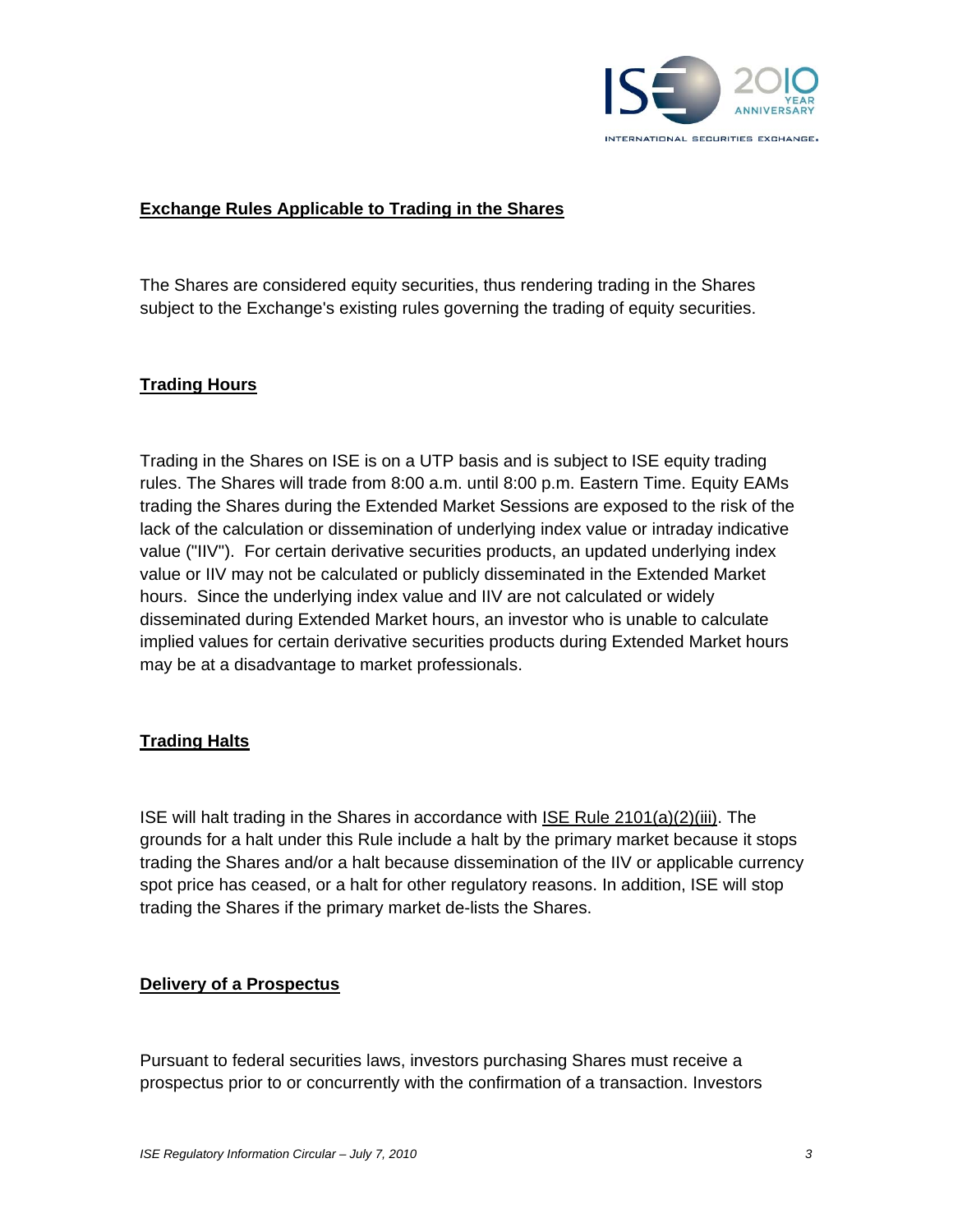## Exchange Rules Applicable to Trading in the Shares

The Shares are considered equity securities, thus rendering trading in the Shares subject to the Exchange's existing rules governing the trading of equity securities.

## Trading Hours

Trading in the Shares on ISE is on a UTP basis and is subject to ISE equity trading rules. The Shares will trade from 8:00 a.m. until 8:00 p.m. Eastern Time. Equity EAMs trading the Shares during the Extended Market Sessions are exposed to the risk of the lack of the calculation or dissemination of underlying index value or intraday indicative value ("IIV"). For certain derivative securities products, an updated underlying index value or IIV may not be calculated or publicly disseminated in the Extended Market hours. Since the underlying index value and IIV are not calculated or widely disseminated during Extended Market hours, an investor who is unable to calculate implied values for certain derivative securities products during Extended Market hours may be at a disadvantage to market professionals.

## Trading Halts

ISE will halt trading in the Shares in accordance with ISE Rule 2101(a)(2)(iii). The grounds for a halt under this Rule include a halt by the primary market because it stops trading the Shares and/or a halt because dissemination of the IIV or applicable currency spot price has ceased, or a halt for other regulatory reasons. In addition, ISE will stop trading the Shares if the primary market de-lists the Shares.

## Delivery of a Prospectus

Pursuant to federal securities laws, investors purchasing Shares must receive a prospectus prior to or concurrently with the confirmation of a transaction. Investors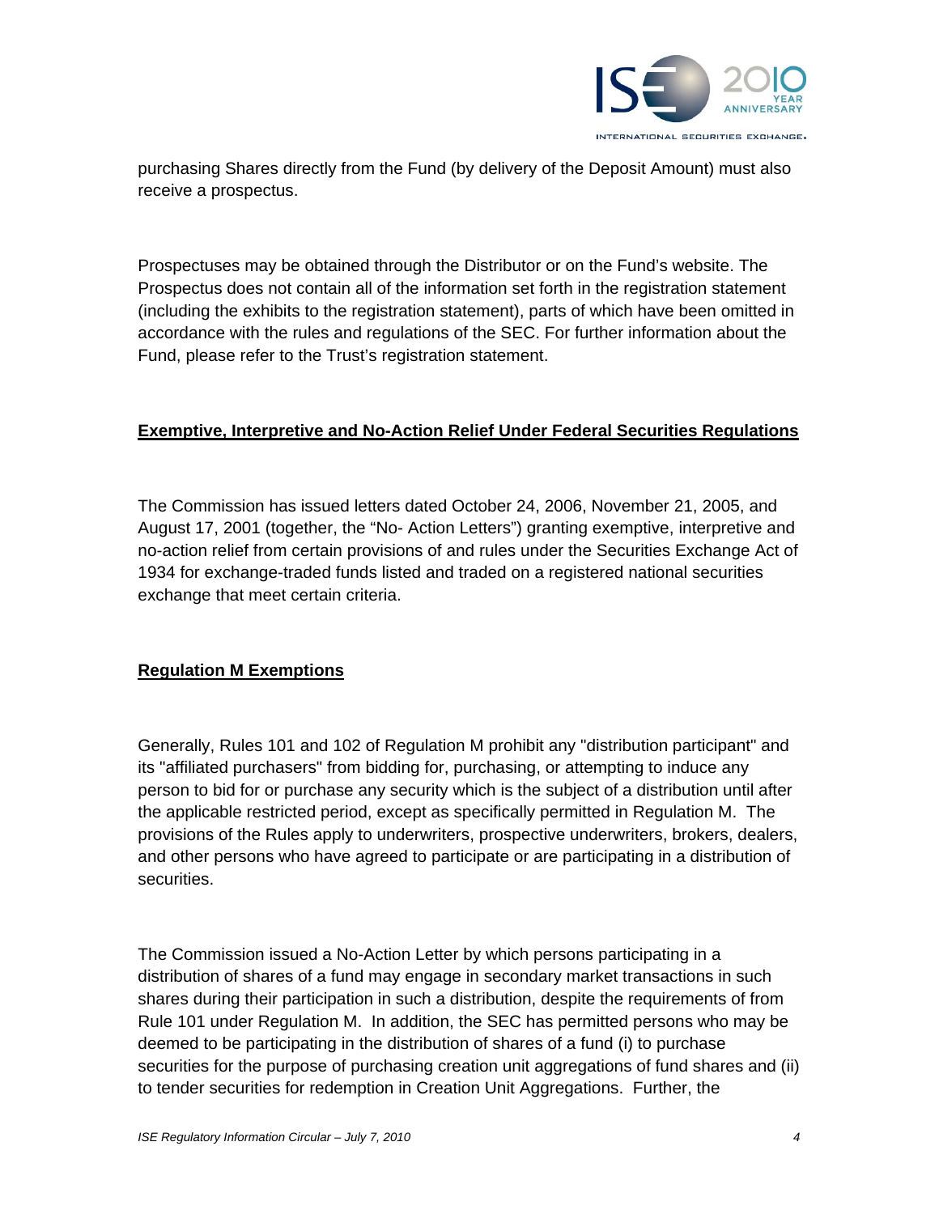purchasing Shares directly from the Fund (by delivery of the Deposit Amount) must also receive a prospectus.

Prospectuses may be obtained through the Distributor or on the Fund's website. The Prospectus does not contain all of the information set forth in the registration statement (including the exhibits to the registration statement), parts of which have been omitted in accordance with the rules and regulations of the SEC. For further information about the Fund, please refer to the Trust's registration statement.

**Exemptive, Interpretive and No-Action Relief Under Federal Securities Regulations**

The Commission has issued letters dated October 24, 2006, November 21, 2005, and August 17, 2001 (together, the "No- Action Letters") granting exemptive, interpretive and no-action relief from certain provisions of and rules under the Securities Exchange Act of 1934 for exchange-traded funds listed and traded on a registered national securities exchange that meet certain criteria.

**Regulation M Exemptions**

Generally, Rules 101 and 102 of Regulation M prohibit any "distribution participant" and its "affiliated purchasers" from bidding for, purchasing, or attempting to induce any person to bid for or purchase any security which is the subject of a distribution until after the applicable restricted period, except as specifically permitted in Regulation M. The provisions of the Rules apply to underwriters, prospective underwriters, brokers, dealers, and other persons who have agreed to participate or are participating in a distribution of securities.

The Commission issued a No-Action Letter by which persons participating in a distribution of shares of a fund may engage in secondary market transactions in such shares during their participation in such a distribution, despite the requirements of from Rule 101 under Regulation M. In addition, the SEC has permitted persons who may be deemed to be participating in the distribution of shares of a fund (i) to purchase securities for the purpose of purchasing creation unit aggregations of fund shares and (ii) to tender securities for redemption in Creation Unit Aggregations. Further, the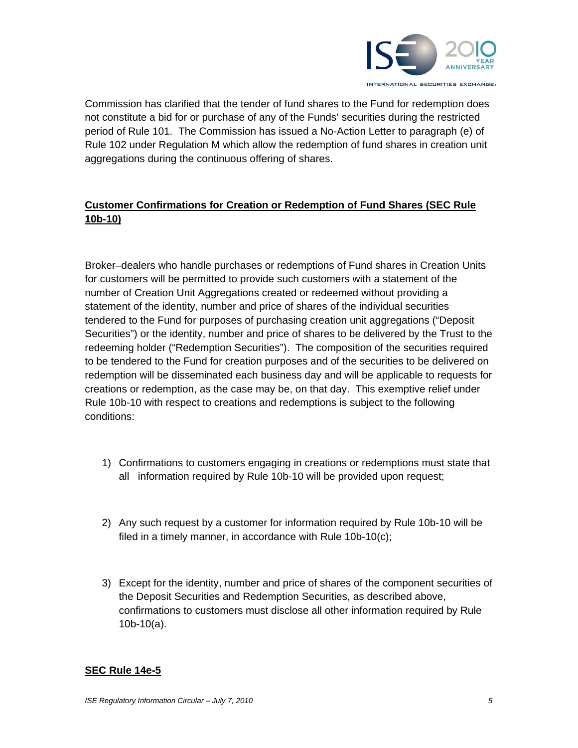Commission has clarified that the tender of fund shares to the Fund for redemption does not constitute a bid for or purchase of any of the Funds' securities during the restricted period of Rule 101. The Commission has issued a No-Action Letter to paragraph (e) of Rule 102 under Regulation M which allow the redemption of fund shares in creation unit aggregations during the continuous offering of shares.

## **Customer Confirmations for Creation or Redemption of Fund Shares (SEC Rule 10b-10)**

Broker–dealers who handle purchases or redemptions of Fund shares in Creation Units for customers will be permitted to provide such customers with a statement of the number of Creation Unit Aggregations created or redeemed without providing a statement of the identity, number and price of shares of the individual securities tendered to the Fund for purposes of purchasing creation unit aggregations ("Deposit Securities") or the identity, number and price of shares to be delivered by the Trust to the redeeming holder ("Redemption Securities"). The composition of the securities required to be tendered to the Fund for creation purposes and of the securities to be delivered on redemption will be disseminated each business day and will be applicable to requests for creations or redemption, as the case may be, on that day. This exemptive relief under Rule 10b-10 with respect to creations and redemptions is subject to the following conditions:

1) Confirmations to customers engaging in creations or redemptions must state that all information required by Rule 10b-10 will be provided upon request;

2) Any such request by a customer for information required by Rule 10b-10 will be filed in a timely manner, in accordance with Rule 10b-10(c);

3) Except for the identity, number and price of shares of the component securities of the Deposit Securities and Redemption Securities, as described above, confirmations to customers must disclose all other information required by Rule 10b-10(a).

## **SEC Rule 14e-5**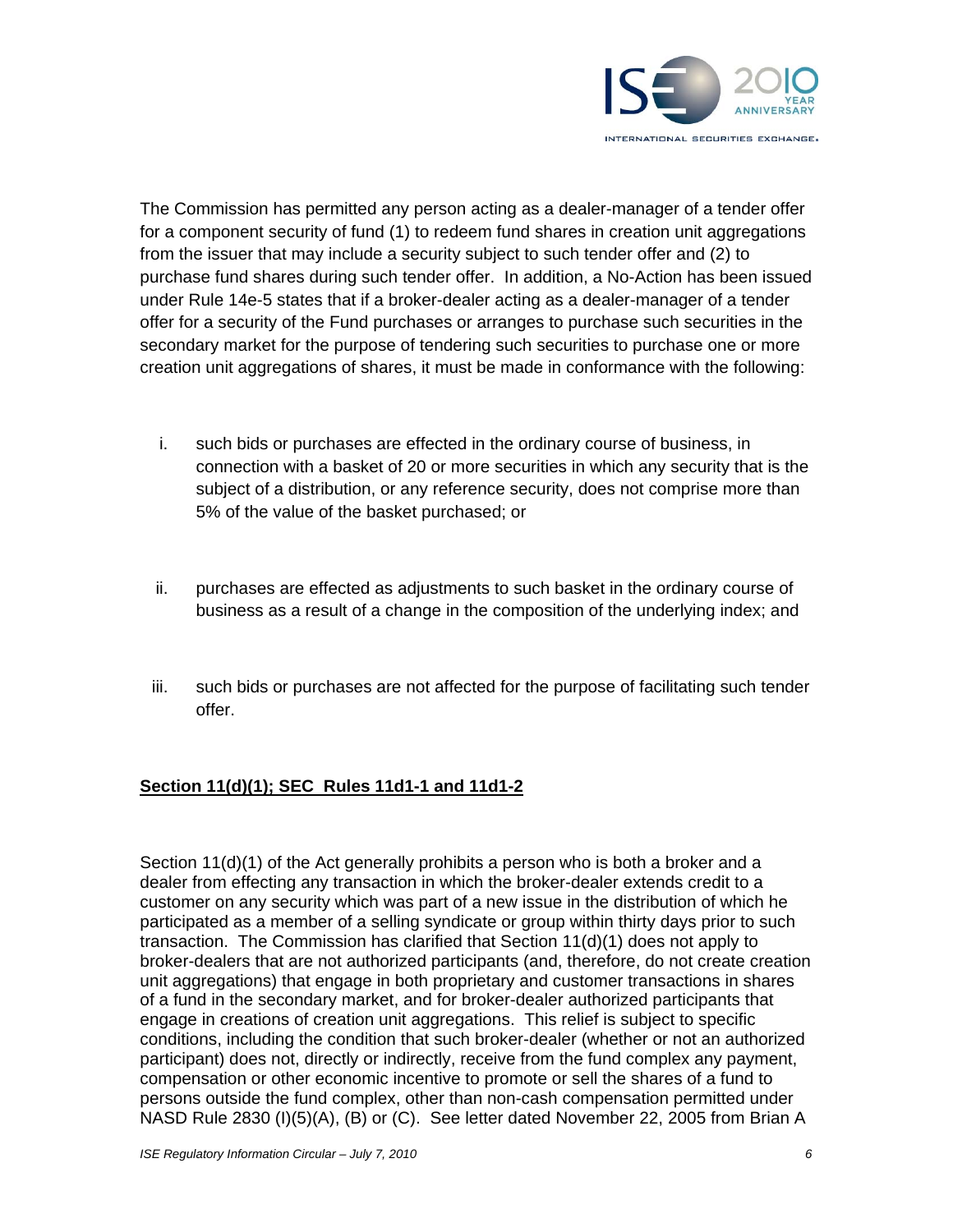The Commission has permitted any person acting as a dealer-manager of a tender offer for a component security of fund (1) to redeem fund shares in creation unit aggregations from the issuer that may include a security subject to such tender offer and (2) to purchase fund shares during such tender offer. In addition, a No-Action has been issued under Rule 14e-5 states that if a broker-dealer acting as a dealer-manager of a tender offer for a security of the Fund purchases or arranges to purchase such securities in the secondary market for the purpose of tendering such securities to purchase one or more creation unit aggregations of shares, it must be made in conformance with the following:

i. such bids or purchases are effected in the ordinary course of business, in connection with a basket of 20 or more securities in which any security that is the subject of a distribution, or any reference security, does not comprise more than 5% of the value of the basket purchased; or

ii. purchases are effected as adjustments to such basket in the ordinary course of business as a result of a change in the composition of the underlying index; and

iii. such bids or purchases are not affected for the purpose of facilitating such tender offer.

**Section 11(d)(1); SEC Rules 11d1-1 and 11d1-2**

Section 11(d)(1) of the Act generally prohibits a person who is both a broker and a dealer from effecting any transaction in which the broker-dealer extends credit to a customer on any security which was part of a new issue in the distribution of which he participated as a member of a selling syndicate or group within thirty days prior to such transaction. The Commission has clarified that Section 11(d)(1) does not apply to broker-dealers that are not authorized participants (and, therefore, do not create creation unit aggregations) that engage in both proprietary and customer transactions in shares of a fund in the secondary market, and for broker-dealer authorized participants that engage in creations of creation unit aggregations. This relief is subject to specific conditions, including the condition that such broker-dealer (whether or not an authorized participant) does not, directly or indirectly, receive from the fund complex any payment, compensation or other economic incentive to promote or sell the shares of a fund to persons outside the fund complex, other than non-cash compensation permitted under NASD Rule 2830 (I)(5)(A), (B) or (C). See letter dated November 22, 2005 from Brian A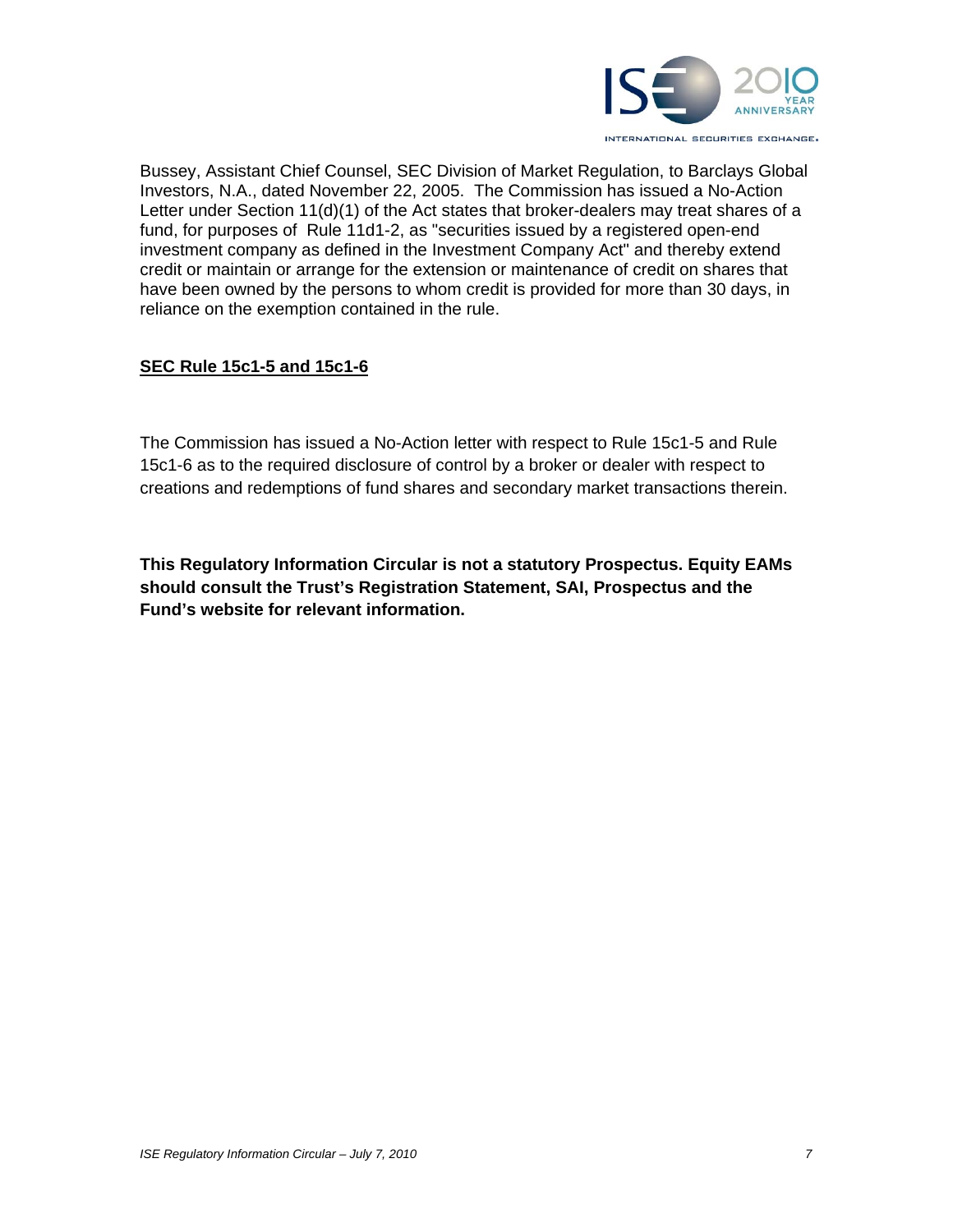Bussey, Assistant Chief Counsel, SEC Division of Market Regulation, to Barclays Global Investors, N.A., dated November 22, 2005. The Commission has issued a No-Action Letter under Section 11(d)(1) of the Act states that broker-dealers may treat shares of a fund, for purposes of Rule 11d1-2, as "securities issued by a registered open-end investment company as defined in the Investment Company Act" and thereby extend credit or maintain or arrange for the extension or maintenance of credit on shares that have been owned by the persons to whom credit is provided for more than 30 days, in reliance on the exemption contained in the rule.

**SEC Rule 15c1-5 and 15c1-6**

The Commission has issued a No-Action letter with respect to Rule 15c1-5 and Rule 15c1-6 as to the required disclosure of control by a broker or dealer with respect to creations and redemptions of fund shares and secondary market transactions therein.

**This Regulatory Information Circular is not a statutory Prospectus. Equity EAMs should consult the Trust's Registration Statement, SAI, Prospectus and the Fund's website for relevant information.**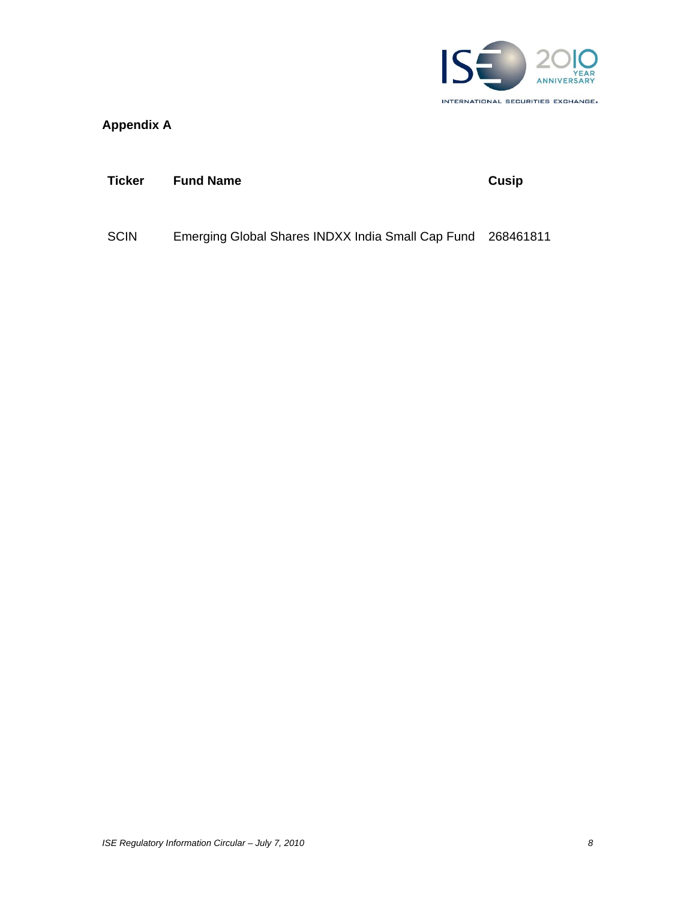## Appendix A

| Ticker | Fund Name | Cusip |
|---|---|---|
| SCIN | Emerging Global Shares INDXX India Small Cap Fund | 268461811 |